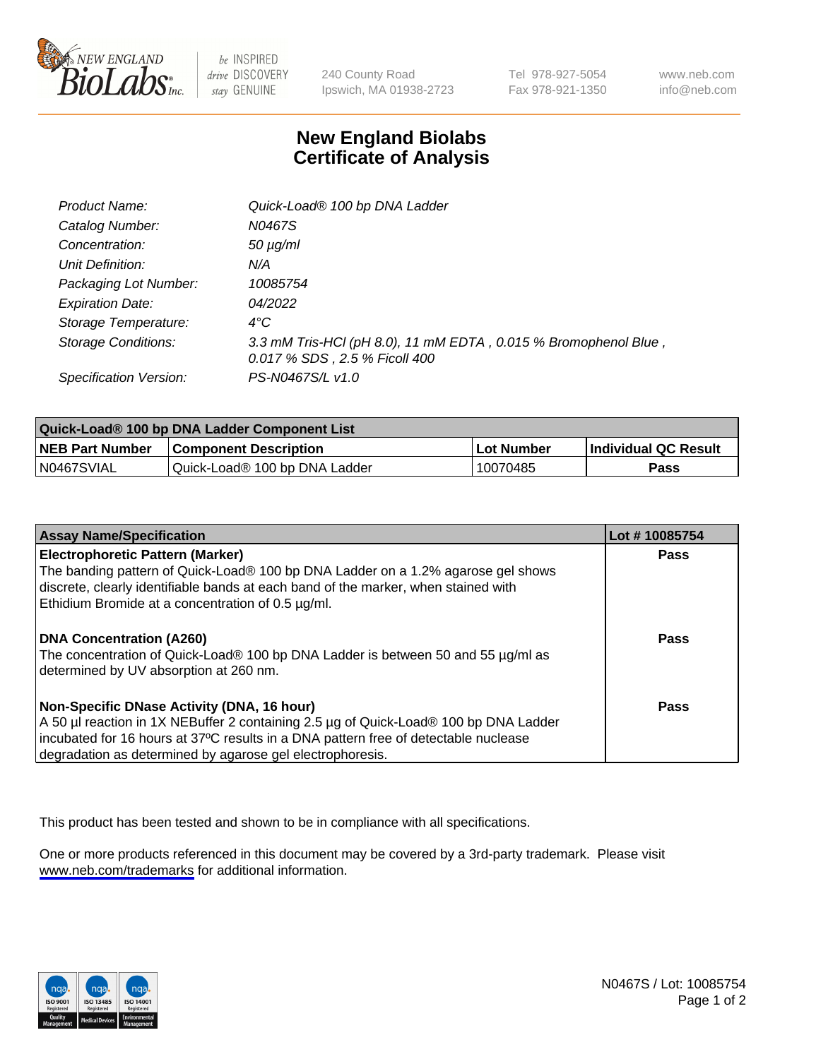# New England Biolabs Certificate of Analysis

| | |
|---|---|
| *Product Name:* | *Quick-Load® 100 bp DNA Ladder* |
| *Catalog Number:* | *N0467S* |
| *Concentration:* | *50 µg/ml* |
| *Unit Definition:* | *N/A* |
| *Packaging Lot Number:* | *10085754* |
| *Expiration Date:* | *04/2022* |
| *Storage Temperature:* | *4°C* |
| *Storage Conditions:* | *3.3 mM Tris-HCl (pH 8.0), 11 mM EDTA , 0.015 % Bromophenol Blue , 0.017 % SDS , 2.5 % Ficoll 400* |
| *Specification Version:* | *PS-N0467S/L v1.0* |

| Quick-Load® 100 bp DNA Ladder Component List | | | |
|---|---|---|---|
| **NEB Part Number** | **Component Description** | **Lot Number** | **Individual QC Result** |
| N0467SVIAL | Quick-Load® 100 bp DNA Ladder | 10070485 | **Pass** |

| Assay Name/Specification | Lot # 10085754 |
|---|---|
| **Electrophoretic Pattern (Marker)**<br>The banding pattern of Quick-Load® 100 bp DNA Ladder on a 1.2% agarose gel shows discrete, clearly identifiable bands at each band of the marker, when stained with Ethidium Bromide at a concentration of 0.5 µg/ml. | **Pass** |
| **DNA Concentration (A260)**<br>The concentration of Quick-Load® 100 bp DNA Ladder is between 50 and 55 µg/ml as determined by UV absorption at 260 nm. | **Pass** |
| **Non-Specific DNase Activity (DNA, 16 hour)**<br>A 50 µl reaction in 1X NEBuffer 2 containing 2.5 µg of Quick-Load® 100 bp DNA Ladder incubated for 16 hours at 37ºC results in a DNA pattern free of detectable nuclease degradation as determined by agarose gel electrophoresis. | **Pass** |

This product has been tested and shown to be in compliance with all specifications.

One or more products referenced in this document may be covered by a 3rd-party trademark. Please visit www.neb.com/trademarks for additional information.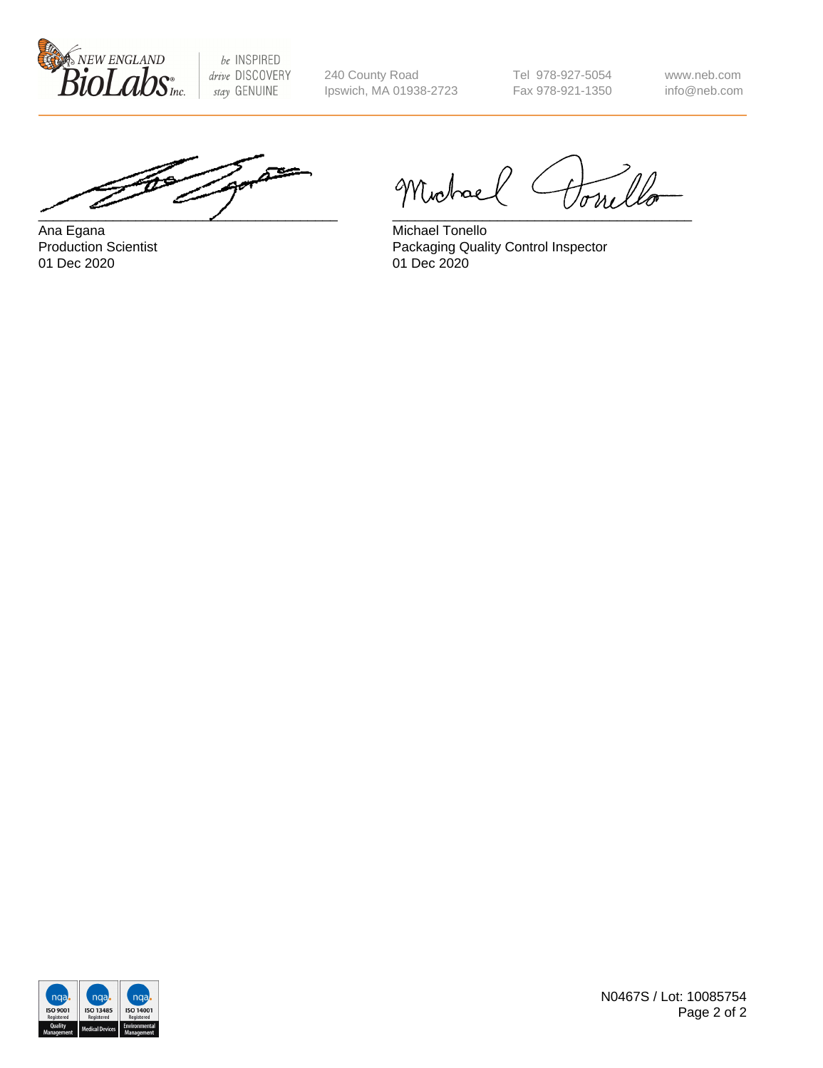Ana Egana
Production Scientist
01 Dec 2020

Michael Tonello
Packaging Quality Control Inspector
01 Dec 2020